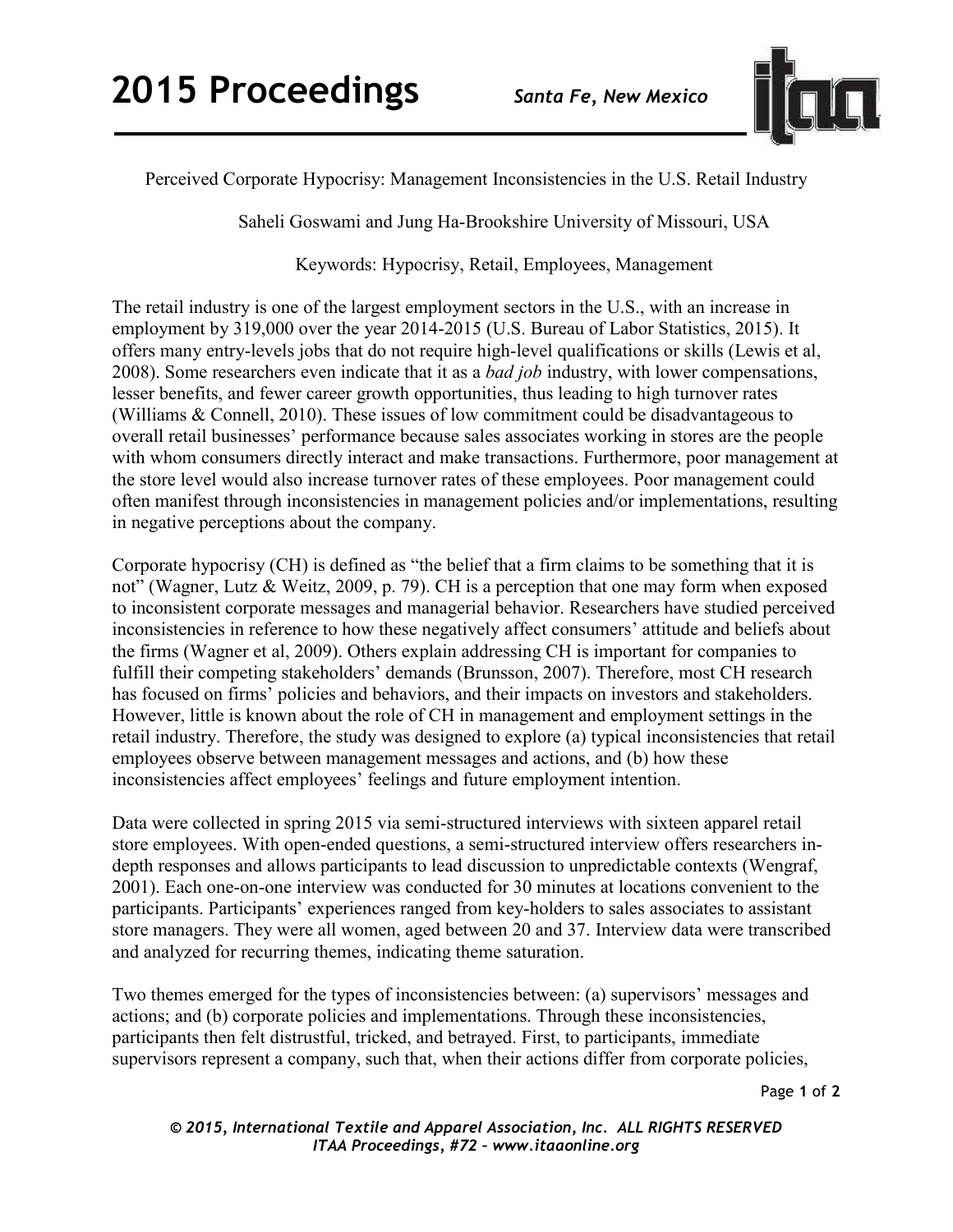Perceived Corporate Hypocrisy: Management Inconsistencies in the U.S. Retail Industry

Saheli Goswami and Jung Ha-Brookshire University of Missouri, USA

Keywords: Hypocrisy, Retail, Employees, Management

The retail industry is one of the largest employment sectors in the U.S., with an increase in employment by 319,000 over the year 2014-2015 (U.S. Bureau of Labor Statistics, 2015). It offers many entry-levels jobs that do not require high-level qualifications or skills (Lewis et al, 2008). Some researchers even indicate that it as a *bad job* industry, with lower compensations, lesser benefits, and fewer career growth opportunities, thus leading to high turnover rates (Williams & Connell, 2010). These issues of low commitment could be disadvantageous to overall retail businesses' performance because sales associates working in stores are the people with whom consumers directly interact and make transactions. Furthermore, poor management at the store level would also increase turnover rates of these employees. Poor management could often manifest through inconsistencies in management policies and/or implementations, resulting in negative perceptions about the company.

Corporate hypocrisy (CH) is defined as "the belief that a firm claims to be something that it is not" (Wagner, Lutz & Weitz, 2009, p. 79). CH is a perception that one may form when exposed to inconsistent corporate messages and managerial behavior. Researchers have studied perceived inconsistencies in reference to how these negatively affect consumers' attitude and beliefs about the firms (Wagner et al, 2009). Others explain addressing CH is important for companies to fulfill their competing stakeholders' demands (Brunsson, 2007). Therefore, most CH research has focused on firms' policies and behaviors, and their impacts on investors and stakeholders. However, little is known about the role of CH in management and employment settings in the retail industry. Therefore, the study was designed to explore (a) typical inconsistencies that retail employees observe between management messages and actions, and (b) how these inconsistencies affect employees' feelings and future employment intention.

Data were collected in spring 2015 via semi-structured interviews with sixteen apparel retail store employees. With open-ended questions, a semi-structured interview offers researchers in-depth responses and allows participants to lead discussion to unpredictable contexts (Wengraf, 2001). Each one-on-one interview was conducted for 30 minutes at locations convenient to the participants. Participants' experiences ranged from key-holders to sales associates to assistant store managers. They were all women, aged between 20 and 37. Interview data were transcribed and analyzed for recurring themes, indicating theme saturation.

Two themes emerged for the types of inconsistencies between: (a) supervisors' messages and actions; and (b) corporate policies and implementations. Through these inconsistencies, participants then felt distrustful, tricked, and betrayed. First, to participants, immediate supervisors represent a company, such that, when their actions differ from corporate policies,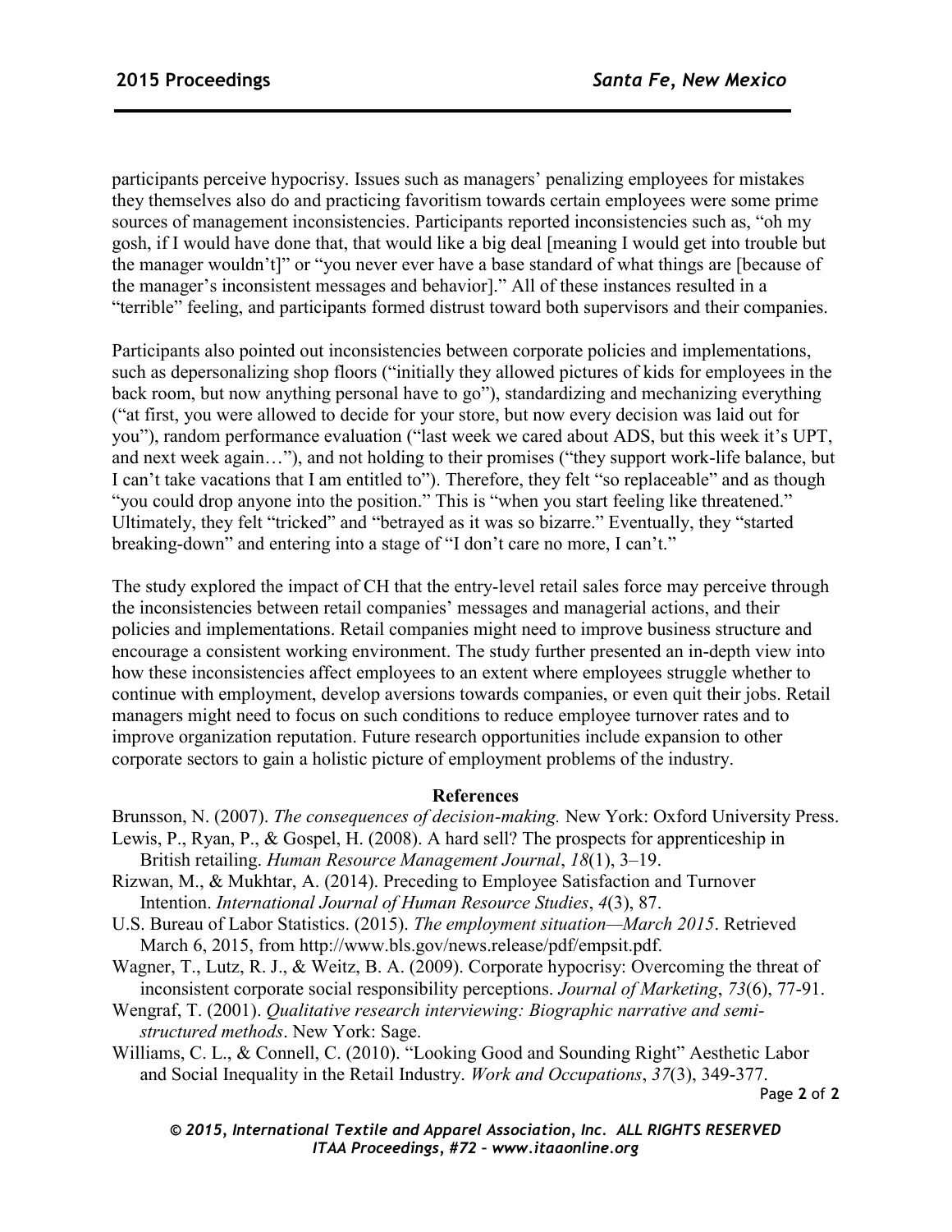participants perceive hypocrisy. Issues such as managers' penalizing employees for mistakes they themselves also do and practicing favoritism towards certain employees were some prime sources of management inconsistencies. Participants reported inconsistencies such as, "oh my gosh, if I would have done that, that would like a big deal [meaning I would get into trouble but the manager wouldn't]" or "you never ever have a base standard of what things are [because of the manager's inconsistent messages and behavior]." All of these instances resulted in a "terrible" feeling, and participants formed distrust toward both supervisors and their companies.

Participants also pointed out inconsistencies between corporate policies and implementations, such as depersonalizing shop floors ("initially they allowed pictures of kids for employees in the back room, but now anything personal have to go"), standardizing and mechanizing everything ("at first, you were allowed to decide for your store, but now every decision was laid out for you"), random performance evaluation ("last week we cared about ADS, but this week it's UPT, and next week again…"), and not holding to their promises ("they support work-life balance, but I can't take vacations that I am entitled to"). Therefore, they felt "so replaceable" and as though "you could drop anyone into the position." This is "when you start feeling like threatened." Ultimately, they felt "tricked" and "betrayed as it was so bizarre." Eventually, they "started breaking-down" and entering into a stage of "I don't care no more, I can't."

The study explored the impact of CH that the entry-level retail sales force may perceive through the inconsistencies between retail companies' messages and managerial actions, and their policies and implementations. Retail companies might need to improve business structure and encourage a consistent working environment. The study further presented an in-depth view into how these inconsistencies affect employees to an extent where employees struggle whether to continue with employment, develop aversions towards companies, or even quit their jobs. Retail managers might need to focus on such conditions to reduce employee turnover rates and to improve organization reputation. Future research opportunities include expansion to other corporate sectors to gain a holistic picture of employment problems of the industry.

## References

Brunsson, N. (2007). *The consequences of decision-making.* New York: Oxford University Press.

Lewis, P., Ryan, P., & Gospel, H. (2008). A hard sell? The prospects for apprenticeship in British retailing. *Human Resource Management Journal*, *18*(1), 3–19.

Rizwan, M., & Mukhtar, A. (2014). Preceding to Employee Satisfaction and Turnover Intention. *International Journal of Human Resource Studies*, *4*(3), 87.

U.S. Bureau of Labor Statistics. (2015). *The employment situation—March 2015*. Retrieved March 6, 2015, from http://www.bls.gov/news.release/pdf/empsit.pdf.

Wagner, T., Lutz, R. J., & Weitz, B. A. (2009). Corporate hypocrisy: Overcoming the threat of inconsistent corporate social responsibility perceptions. *Journal of Marketing*, *73*(6), 77-91.

Wengraf, T. (2001). *Qualitative research interviewing: Biographic narrative and semi-structured methods*. New York: Sage.

Williams, C. L., & Connell, C. (2010). "Looking Good and Sounding Right" Aesthetic Labor and Social Inequality in the Retail Industry. *Work and Occupations*, *37*(3), 349-377.